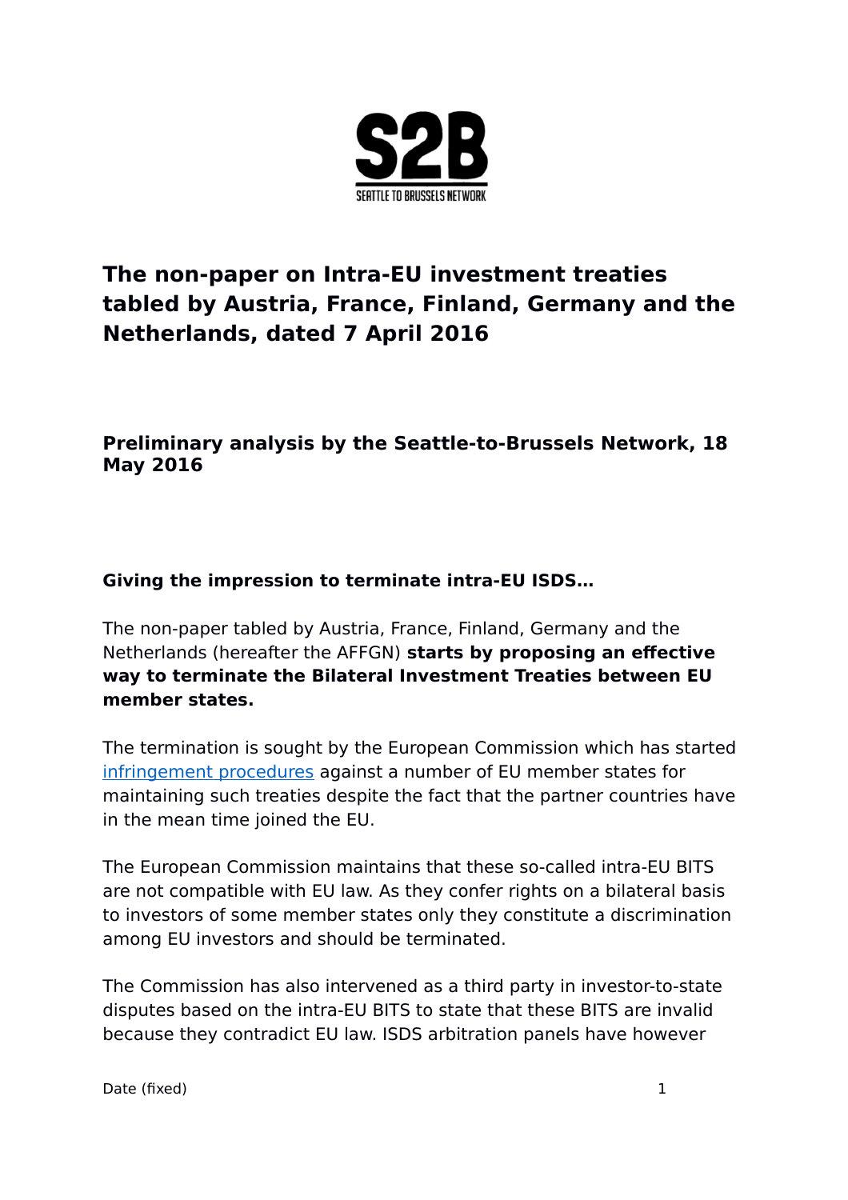# The non-paper on Intra-EU investment treaties tabled by Austria, France, Finland, Germany and the Netherlands, dated 7 April 2016

## Preliminary analysis by the Seattle-to-Brussels Network, 18 May 2016

### Giving the impression to terminate intra-EU ISDS…

The non-paper tabled by Austria, France, Finland, Germany and the Netherlands (hereafter the AFFGN) **starts by proposing an effective way to terminate the Bilateral Investment Treaties between EU member states.**

The termination is sought by the European Commission which has started [infringement procedures] against a number of EU member states for maintaining such treaties despite the fact that the partner countries have in the mean time joined the EU.

The European Commission maintains that these so-called intra-EU BITS are not compatible with EU law. As they confer rights on a bilateral basis to investors of some member states only they constitute a discrimination among EU investors and should be terminated.

The Commission has also intervened as a third party in investor-to-state disputes based on the intra-EU BITS to state that these BITS are invalid because they contradict EU law. ISDS arbitration panels have however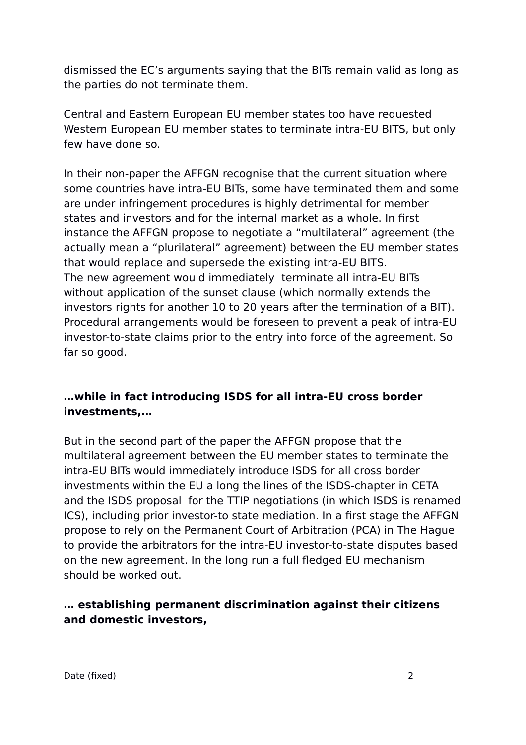dismissed the EC’s arguments saying that the BITs remain valid as long as the parties do not terminate them.

Central and Eastern European EU member states too have requested Western European EU member states to terminate intra-EU BITS, but only few have done so.

In their non-paper the AFFGN recognise that the current situation where some countries have intra-EU BITs, some have terminated them and some are under infringement procedures is highly detrimental for member states and investors and for the internal market as a whole. In first instance the AFFGN propose to negotiate a “multilateral” agreement (the actually mean a “plurilateral” agreement) between the EU member states that would replace and supersede the existing intra-EU BITS.
The new agreement would immediately terminate all intra-EU BITs without application of the sunset clause (which normally extends the investors rights for another 10 to 20 years after the termination of a BIT). Procedural arrangements would be foreseen to prevent a peak of intra-EU investor-to-state claims prior to the entry into force of the agreement. So far so good.

**…while in fact introducing ISDS for all intra-EU cross border investments,…**

But in the second part of the paper the AFFGN propose that the multilateral agreement between the EU member states to terminate the intra-EU BITs would immediately introduce ISDS for all cross border investments within the EU a long the lines of the ISDS-chapter in CETA and the ISDS proposal for the TTIP negotiations (in which ISDS is renamed ICS), including prior investor-to state mediation. In a first stage the AFFGN propose to rely on the Permanent Court of Arbitration (PCA) in The Hague to provide the arbitrators for the intra-EU investor-to-state disputes based on the new agreement. In the long run a full fledged EU mechanism should be worked out.

**… establishing permanent discrimination against their citizens and domestic investors,**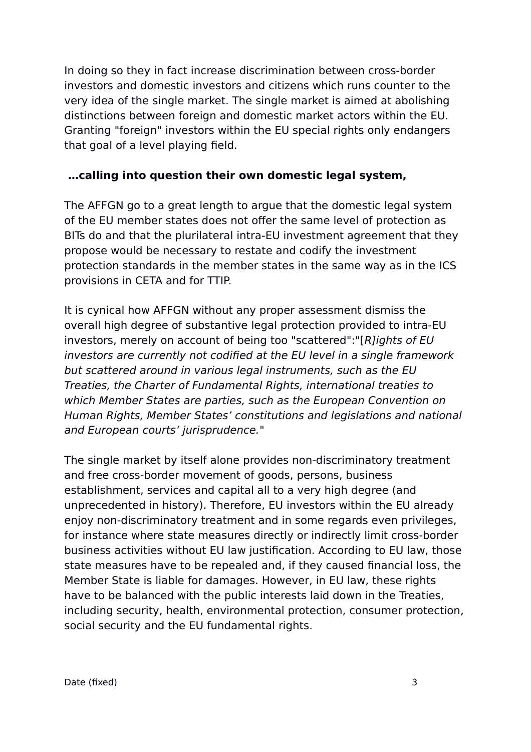In doing so they in fact increase discrimination between cross-border investors and domestic investors and citizens which runs counter to the very idea of the single market. The single market is aimed at abolishing distinctions between foreign and domestic market actors within the EU. Granting "foreign" investors within the EU special rights only endangers that goal of a level playing field.

**…calling into question their own domestic legal system,**

The AFFGN go to a great length to argue that the domestic legal system of the EU member states does not offer the same level of protection as BITs do and that the plurilateral intra-EU investment agreement that they propose would be necessary to restate and codify the investment protection standards in the member states in the same way as in the ICS provisions in CETA and for TTIP.

It is cynical how AFFGN without any proper assessment dismiss the overall high degree of substantive legal protection provided to intra-EU investors, merely on account of being too "scattered":"[*R]ights of EU investors are currently not codified at the EU level in a single framework but scattered around in various legal instruments, such as the EU Treaties, the Charter of Fundamental Rights, international treaties to which Member States are parties, such as the European Convention on Human Rights, Member States' constitutions and legislations and national and European courts' jurisprudence.*"

The single market by itself alone provides non-discriminatory treatment and free cross-border movement of goods, persons, business establishment, services and capital all to a very high degree (and unprecedented in history). Therefore, EU investors within the EU already enjoy non-discriminatory treatment and in some regards even privileges, for instance where state measures directly or indirectly limit cross-border business activities without EU law justification. According to EU law, those state measures have to be repealed and, if they caused financial loss, the Member State is liable for damages. However, in EU law, these rights have to be balanced with the public interests laid down in the Treaties, including security, health, environmental protection, consumer protection, social security and the EU fundamental rights.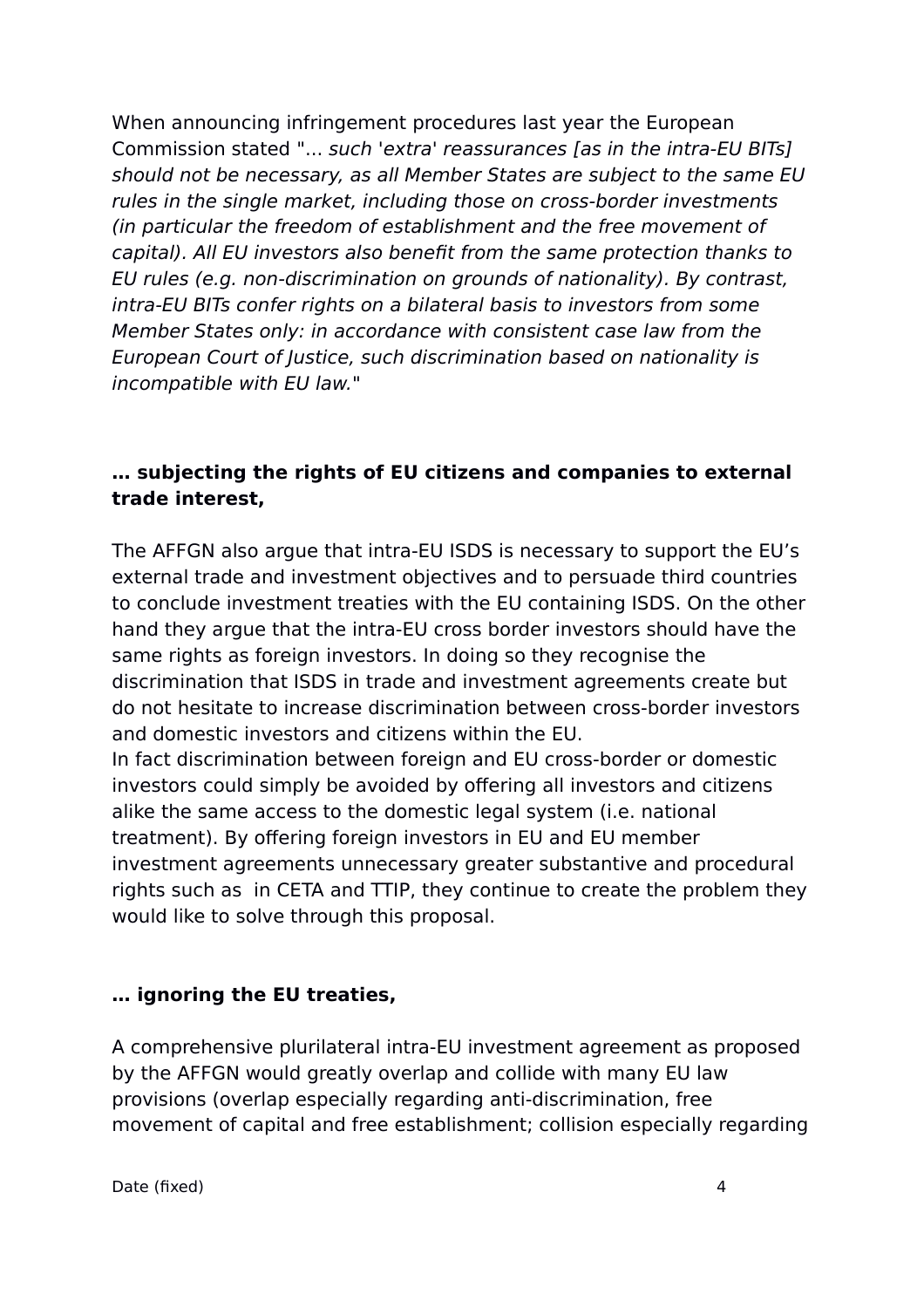When announcing infringement procedures last year the European Commission stated "... *such 'extra' reassurances [as in the intra-EU BITs] should not be necessary, as all Member States are subject to the same EU rules in the single market, including those on cross-border investments (in particular the freedom of establishment and the free movement of capital). All EU investors also benefit from the same protection thanks to EU rules (e.g. non-discrimination on grounds of nationality). By contrast, intra-EU BITs confer rights on a bilateral basis to investors from some Member States only: in accordance with consistent case law from the European Court of Justice, such discrimination based on nationality is incompatible with EU law.*"

**… subjecting the rights of EU citizens and companies to external trade interest,**

The AFFGN also argue that intra-EU ISDS is necessary to support the EU's external trade and investment objectives and to persuade third countries to conclude investment treaties with the EU containing ISDS. On the other hand they argue that the intra-EU cross border investors should have the same rights as foreign investors. In doing so they recognise the discrimination that ISDS in trade and investment agreements create but do not hesitate to increase discrimination between cross-border investors and domestic investors and citizens within the EU.
In fact discrimination between foreign and EU cross-border or domestic investors could simply be avoided by offering all investors and citizens alike the same access to the domestic legal system (i.e. national treatment). By offering foreign investors in EU and EU member investment agreements unnecessary greater substantive and procedural rights such as in CETA and TTIP, they continue to create the problem they would like to solve through this proposal.

**… ignoring the EU treaties,**

A comprehensive plurilateral intra-EU investment agreement as proposed by the AFFGN would greatly overlap and collide with many EU law provisions (overlap especially regarding anti-discrimination, free movement of capital and free establishment; collision especially regarding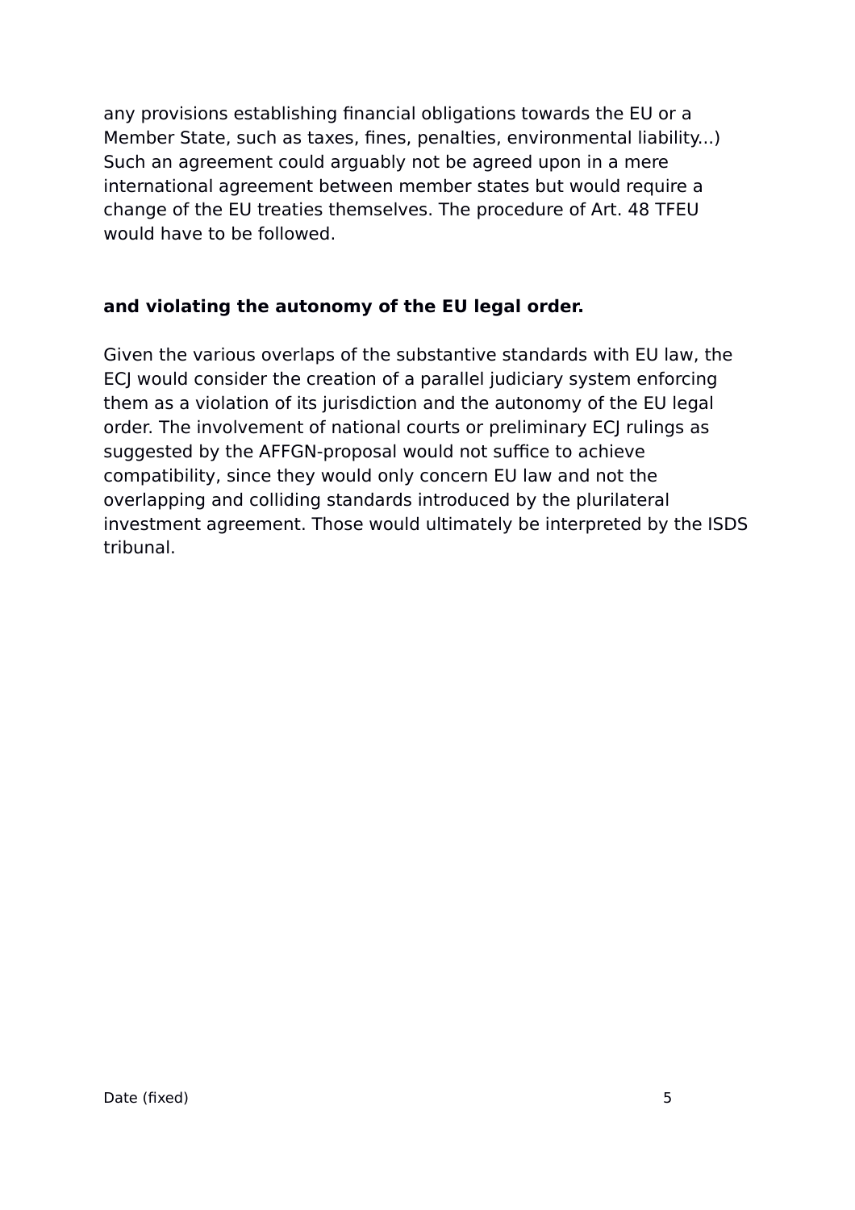any provisions establishing financial obligations towards the EU or a Member State, such as taxes, fines, penalties, environmental liability...) Such an agreement could arguably not be agreed upon in a mere international agreement between member states but would require a change of the EU treaties themselves. The procedure of Art. 48 TFEU would have to be followed.

**and violating the autonomy of the EU legal order.**

Given the various overlaps of the substantive standards with EU law, the ECJ would consider the creation of a parallel judiciary system enforcing them as a violation of its jurisdiction and the autonomy of the EU legal order. The involvement of national courts or preliminary ECJ rulings as suggested by the AFFGN-proposal would not suffice to achieve compatibility, since they would only concern EU law and not the overlapping and colliding standards introduced by the plurilateral investment agreement. Those would ultimately be interpreted by the ISDS tribunal.